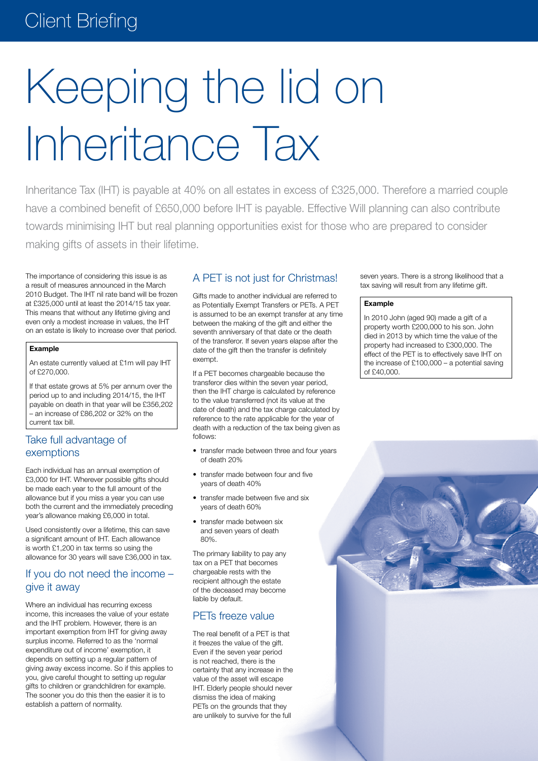Client Briefing

# Keeping the lid on Inheritance Tax

Inheritance Tax (IHT) is payable at 40% on all estates in excess of £325,000. Therefore a married couple have a combined benefit of £650,000 before IHT is payable. Effective Will planning can also contribute towards minimising IHT but real planning opportunities exist for those who are prepared to consider making gifts of assets in their lifetime.

The importance of considering this issue is as a result of measures announced in the March 2010 Budget. The IHT nil rate band will be frozen at £325,000 until at least the 2014/15 tax year. This means that without any lifetime giving and even only a modest increase in values, the IHT on an estate is likely to increase over that period.

**Example**

An estate currently valued at £1m will pay IHT of £270,000.

If that estate grows at 5% per annum over the period up to and including 2014/15, the IHT payable on death in that year will be £356,202 – an increase of £86,202 or 32% on the current tax bill.

## Take full advantage of exemptions

Each individual has an annual exemption of £3,000 for IHT. Wherever possible gifts should be made each year to the full amount of the allowance but if you miss a year you can use both the current and the immediately preceding year's allowance making £6,000 in total.

Used consistently over a lifetime, this can save a significant amount of IHT. Each allowance is worth £1,200 in tax terms so using the allowance for 30 years will save £36,000 in tax.

## If you do not need the income – give it away

Where an individual has recurring excess income, this increases the value of your estate and the IHT problem. However, there is an important exemption from IHT for giving away surplus income. Referred to as the 'normal expenditure out of income' exemption, it depends on setting up a regular pattern of giving away excess income. So if this applies to you, give careful thought to setting up regular gifts to children or grandchildren for example. The sooner you do this then the easier it is to establish a pattern of normality.

## A PET is not just for Christmas!

Gifts made to another individual are referred to as Potentially Exempt Transfers or PETs. A PET is assumed to be an exempt transfer at any time between the making of the gift and either the seventh anniversary of that date or the death of the transferor. If seven years elapse after the date of the gift then the transfer is definitely exempt.

If a PET becomes chargeable because the transferor dies within the seven year period, then the IHT charge is calculated by reference to the value transferred (not its value at the date of death) and the tax charge calculated by reference to the rate applicable for the year of death with a reduction of the tax being given as follows:

- transfer made between three and four years of death 20%
- transfer made between four and five years of death 40%
- transfer made between five and six years of death 60%
- transfer made between six and seven years of death 80%.

The primary liability to pay any tax on a PET that becomes chargeable rests with the recipient although the estate of the deceased may become liable by default.

## PETs freeze value

The real benefit of a PET is that it freezes the value of the gift. Even if the seven year period is not reached, there is the certainty that any increase in the value of the asset will escape IHT. Elderly people should never dismiss the idea of making PETs on the grounds that they are unlikely to survive for the full seven years. There is a strong likelihood that a tax saving will result from any lifetime gift.

**Example**

In 2010 John (aged 90) made a gift of a property worth £200,000 to his son. John died in 2013 by which time the value of the property had increased to £300,000. The effect of the PET is to effectively save IHT on the increase of £100,000 – a potential saving of £40,000.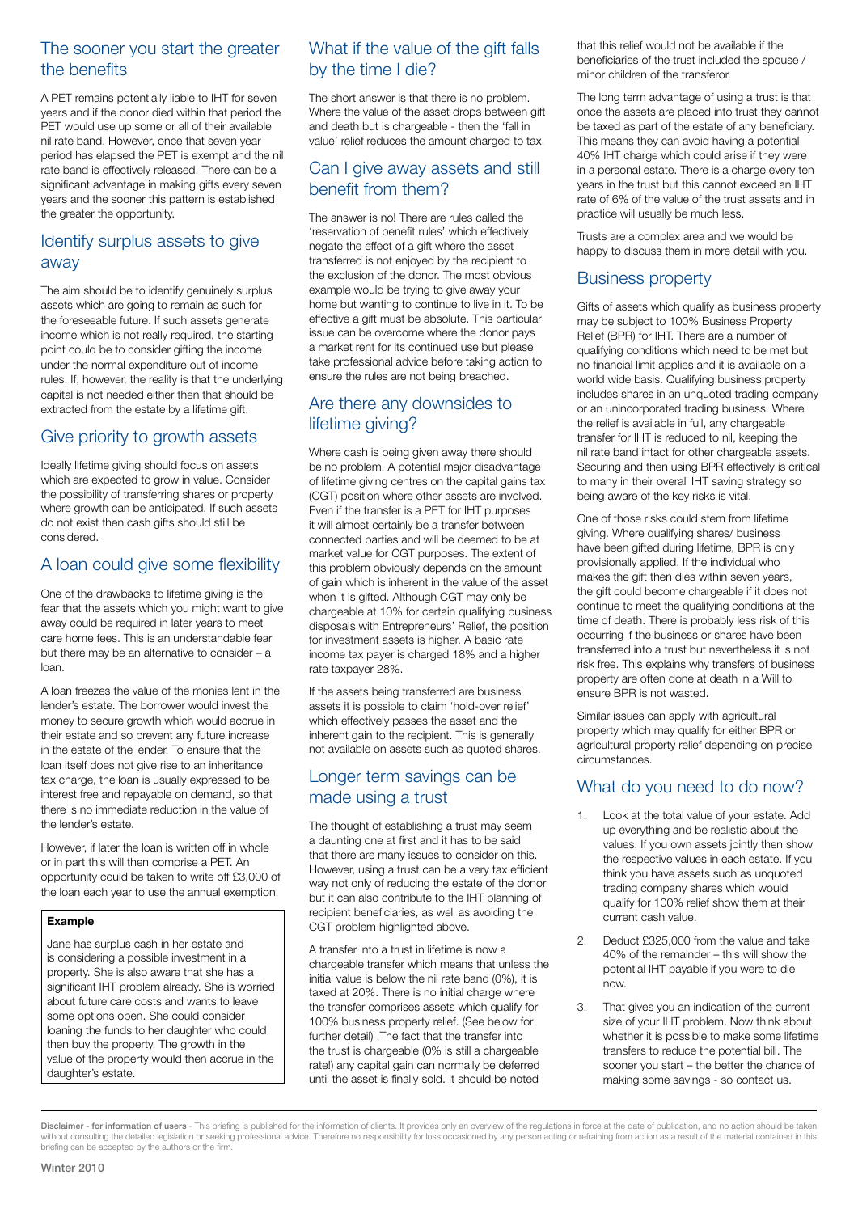## The sooner you start the greater the benefits

A PET remains potentially liable to IHT for seven years and if the donor died within that period the PET would use up some or all of their available nil rate band. However, once that seven year period has elapsed the PET is exempt and the nil rate band is effectively released. There can be a significant advantage in making gifts every seven years and the sooner this pattern is established the greater the opportunity.

## Identify surplus assets to give away

The aim should be to identify genuinely surplus assets which are going to remain as such for the foreseeable future. If such assets generate income which is not really required, the starting point could be to consider gifting the income under the normal expenditure out of income rules. If, however, the reality is that the underlying capital is not needed either then that should be extracted from the estate by a lifetime gift.

## Give priority to growth assets

Ideally lifetime giving should focus on assets which are expected to grow in value. Consider the possibility of transferring shares or property where growth can be anticipated. If such assets do not exist then cash gifts should still be considered.

## A loan could give some flexibility

One of the drawbacks to lifetime giving is the fear that the assets which you might want to give away could be required in later years to meet care home fees. This is an understandable fear but there may be an alternative to consider – a loan.

A loan freezes the value of the monies lent in the lender's estate. The borrower would invest the money to secure growth which would accrue in their estate and so prevent any future increase in the estate of the lender. To ensure that the loan itself does not give rise to an inheritance tax charge, the loan is usually expressed to be interest free and repayable on demand, so that there is no immediate reduction in the value of the lender's estate.

However, if later the loan is written off in whole or in part this will then comprise a PET. An opportunity could be taken to write off £3,000 of the loan each year to use the annual exemption.

**Example**

Jane has surplus cash in her estate and is considering a possible investment in a property. She is also aware that she has a significant IHT problem already. She is worried about future care costs and wants to leave some options open. She could consider loaning the funds to her daughter who could then buy the property. The growth in the value of the property would then accrue in the daughter's estate.

## What if the value of the gift falls by the time I die?

The short answer is that there is no problem. Where the value of the asset drops between gift and death but is chargeable - then the 'fall in value' relief reduces the amount charged to tax.

## Can I give away assets and still benefit from them?

The answer is no! There are rules called the 'reservation of benefit rules' which effectively negate the effect of a gift where the asset transferred is not enjoyed by the recipient to the exclusion of the donor. The most obvious example would be trying to give away your home but wanting to continue to live in it. To be effective a gift must be absolute. This particular issue can be overcome where the donor pays a market rent for its continued use but please take professional advice before taking action to ensure the rules are not being breached.

## Are there any downsides to lifetime giving?

Where cash is being given away there should be no problem. A potential major disadvantage of lifetime giving centres on the capital gains tax (CGT) position where other assets are involved. Even if the transfer is a PET for IHT purposes it will almost certainly be a transfer between connected parties and will be deemed to be at market value for CGT purposes. The extent of this problem obviously depends on the amount of gain which is inherent in the value of the asset when it is gifted. Although CGT may only be chargeable at 10% for certain qualifying business disposals with Entrepreneurs' Relief, the position for investment assets is higher. A basic rate income tax payer is charged 18% and a higher rate taxpayer 28%.

If the assets being transferred are business assets it is possible to claim 'hold-over relief' which effectively passes the asset and the inherent gain to the recipient. This is generally not available on assets such as quoted shares.

## Longer term savings can be made using a trust

The thought of establishing a trust may seem a daunting one at first and it has to be said that there are many issues to consider on this. However, using a trust can be a very tax efficient way not only of reducing the estate of the donor but it can also contribute to the IHT planning of recipient beneficiaries, as well as avoiding the CGT problem highlighted above.

A transfer into a trust in lifetime is now a chargeable transfer which means that unless the initial value is below the nil rate band (0%), it is taxed at 20%. There is no initial charge where the transfer comprises assets which qualify for 100% business property relief. (See below for further detail) .The fact that the transfer into the trust is chargeable (0% is still a chargeable rate!) any capital gain can normally be deferred until the asset is finally sold. It should be noted that this relief would not be available if the beneficiaries of the trust included the spouse / minor children of the transferor.

The long term advantage of using a trust is that once the assets are placed into trust they cannot be taxed as part of the estate of any beneficiary. This means they can avoid having a potential 40% IHT charge which could arise if they were in a personal estate. There is a charge every ten years in the trust but this cannot exceed an IHT rate of 6% of the value of the trust assets and in practice will usually be much less.

Trusts are a complex area and we would be happy to discuss them in more detail with you.

## Business property

Gifts of assets which qualify as business property may be subject to 100% Business Property Relief (BPR) for IHT. There are a number of qualifying conditions which need to be met but no financial limit applies and it is available on a world wide basis. Qualifying business property includes shares in an unquoted trading company or an unincorporated trading business. Where the relief is available in full, any chargeable transfer for IHT is reduced to nil, keeping the nil rate band intact for other chargeable assets. Securing and then using BPR effectively is critical to many in their overall IHT saving strategy so being aware of the key risks is vital.

One of those risks could stem from lifetime giving. Where qualifying shares/ business have been gifted during lifetime, BPR is only provisionally applied. If the individual who makes the gift then dies within seven years, the gift could become chargeable if it does not continue to meet the qualifying conditions at the time of death. There is probably less risk of this occurring if the business or shares have been transferred into a trust but nevertheless it is not risk free. This explains why transfers of business property are often done at death in a Will to ensure BPR is not wasted.

Similar issues can apply with agricultural property which may qualify for either BPR or agricultural property relief depending on precise circumstances.

## What do you need to do now?

1. Look at the total value of your estate. Add up everything and be realistic about the values. If you own assets jointly then show the respective values in each estate. If you think you have assets such as unquoted trading company shares which would qualify for 100% relief show them at their current cash value.
2. Deduct £325,000 from the value and take 40% of the remainder – this will show the potential IHT payable if you were to die now.
3. That gives you an indication of the current size of your IHT problem. Now think about whether it is possible to make some lifetime transfers to reduce the potential bill. The sooner you start – the better the chance of making some savings - so contact us.

**Disclaimer - for information of users** - This briefing is published for the information of clients. It provides only an overview of the regulations in force at the date of publication, and no action should be taken without consulting the detailed legislation or seeking professional advice. Therefore no responsibility for loss occasioned by any person acting or refraining from action as a result of the material contained in this briefing can be accepted by the authors or the firm.

Winter 2010